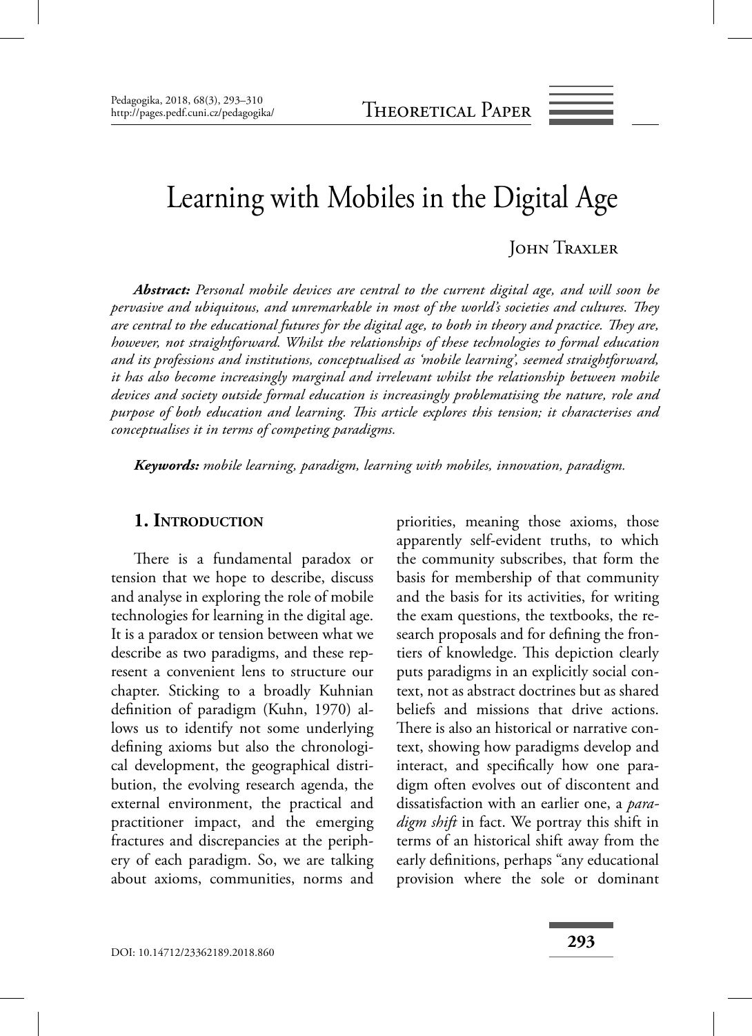Theoretical Paper

# Learning with Mobiles in the Digital Age

John Traxler

***Abstract:*** *Personal mobile devices are central to the current digital age, and will soon be pervasive and ubiquitous, and unremarkable in most of the world's societies and cultures. They are central to the educational futures for the digital age, to both in theory and practice. They are, however, not straightforward. Whilst the relationships of these technologies to formal education and its professions and institutions, conceptualised as 'mobile learning', seemed straightforward, it has also become increasingly marginal and irrelevant whilst the relationship between mobile devices and society outside formal education is increasingly problematising the nature, role and purpose of both education and learning. This article explores this tension; it characterises and conceptualises it in terms of competing paradigms.*

***Keywords:*** *mobile learning, paradigm, learning with mobiles, innovation, paradigm.*

## 1. Introduction

There is a fundamental paradox or tension that we hope to describe, discuss and analyse in exploring the role of mobile technologies for learning in the digital age. It is a paradox or tension between what we describe as two paradigms, and these represent a convenient lens to structure our chapter. Sticking to a broadly Kuhnian definition of paradigm (Kuhn, 1970) allows us to identify not some underlying defining axioms but also the chronological development, the geographical distribution, the evolving research agenda, the external environment, the practical and practitioner impact, and the emerging fractures and discrepancies at the periphery of each paradigm. So, we are talking about axioms, communities, norms and priorities, meaning those axioms, those apparently self-evident truths, to which the community subscribes, that form the basis for membership of that community and the basis for its activities, for writing the exam questions, the textbooks, the research proposals and for defining the frontiers of knowledge. This depiction clearly puts paradigms in an explicitly social context, not as abstract doctrines but as shared beliefs and missions that drive actions. There is also an historical or narrative context, showing how paradigms develop and interact, and specifically how one paradigm often evolves out of discontent and dissatisfaction with an earlier one, a *paradigm shift* in fact. We portray this shift in terms of an historical shift away from the early definitions, perhaps "any educational provision where the sole or dominant

DOI: 10.14712/23362189.2018.860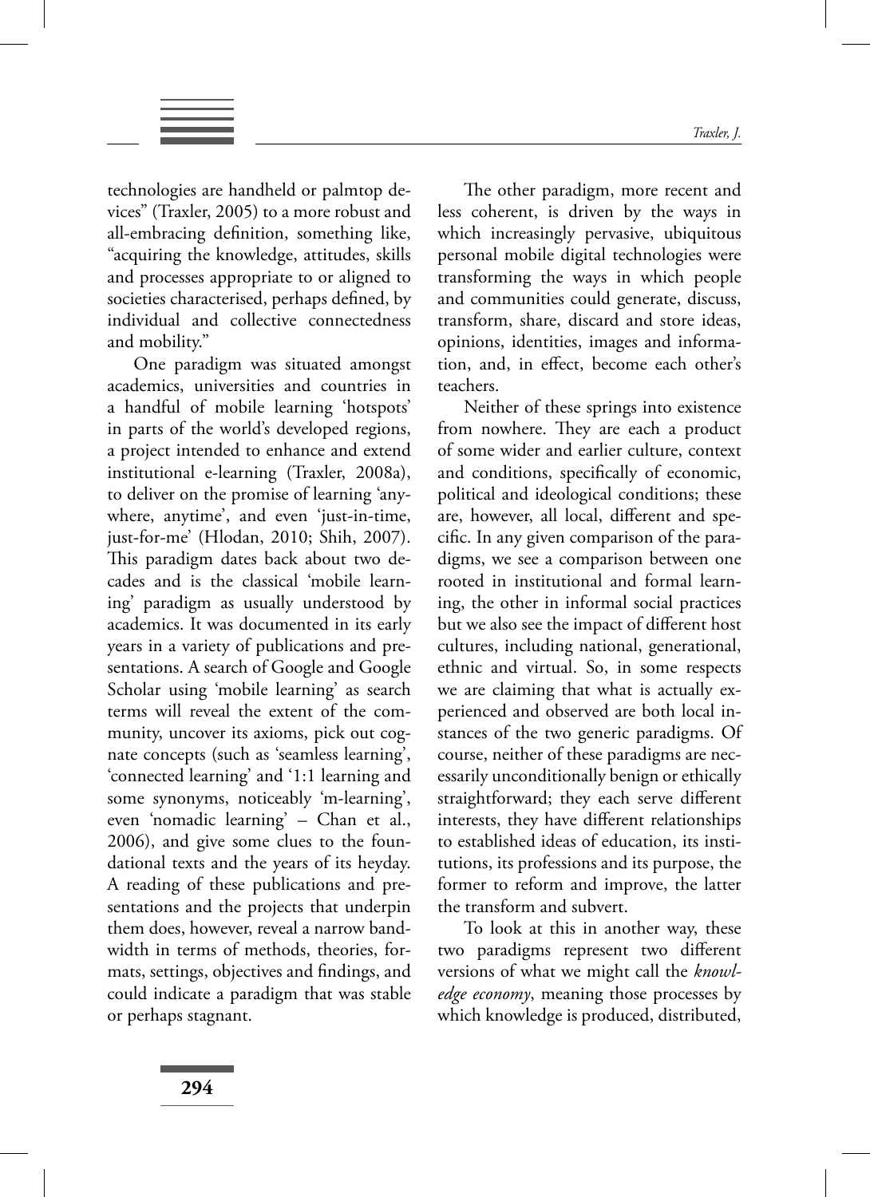technologies are handheld or palmtop devices" (Traxler, 2005) to a more robust and all-embracing definition, something like, "acquiring the knowledge, attitudes, skills and processes appropriate to or aligned to societies characterised, perhaps defined, by individual and collective connectedness and mobility."

One paradigm was situated amongst academics, universities and countries in a handful of mobile learning 'hotspots' in parts of the world's developed regions, a project intended to enhance and extend institutional e-learning (Traxler, 2008a), to deliver on the promise of learning 'anywhere, anytime', and even 'just-in-time, just-for-me' (Hlodan, 2010; Shih, 2007). This paradigm dates back about two decades and is the classical 'mobile learning' paradigm as usually understood by academics. It was documented in its early years in a variety of publications and presentations. A search of Google and Google Scholar using 'mobile learning' as search terms will reveal the extent of the community, uncover its axioms, pick out cognate concepts (such as 'seamless learning', 'connected learning' and '1:1 learning and some synonyms, noticeably 'm-learning', even 'nomadic learning' – Chan et al., 2006), and give some clues to the foundational texts and the years of its heyday. A reading of these publications and presentations and the projects that underpin them does, however, reveal a narrow bandwidth in terms of methods, theories, formats, settings, objectives and findings, and could indicate a paradigm that was stable or perhaps stagnant.

The other paradigm, more recent and less coherent, is driven by the ways in which increasingly pervasive, ubiquitous personal mobile digital technologies were transforming the ways in which people and communities could generate, discuss, transform, share, discard and store ideas, opinions, identities, images and information, and, in effect, become each other's teachers.

Neither of these springs into existence from nowhere. They are each a product of some wider and earlier culture, context and conditions, specifically of economic, political and ideological conditions; these are, however, all local, different and specific. In any given comparison of the paradigms, we see a comparison between one rooted in institutional and formal learning, the other in informal social practices but we also see the impact of different host cultures, including national, generational, ethnic and virtual. So, in some respects we are claiming that what is actually experienced and observed are both local instances of the two generic paradigms. Of course, neither of these paradigms are necessarily unconditionally benign or ethically straightforward; they each serve different interests, they have different relationships to established ideas of education, its institutions, its professions and its purpose, the former to reform and improve, the latter the transform and subvert.

To look at this in another way, these two paradigms represent two different versions of what we might call the *knowledge economy*, meaning those processes by which knowledge is produced, distributed,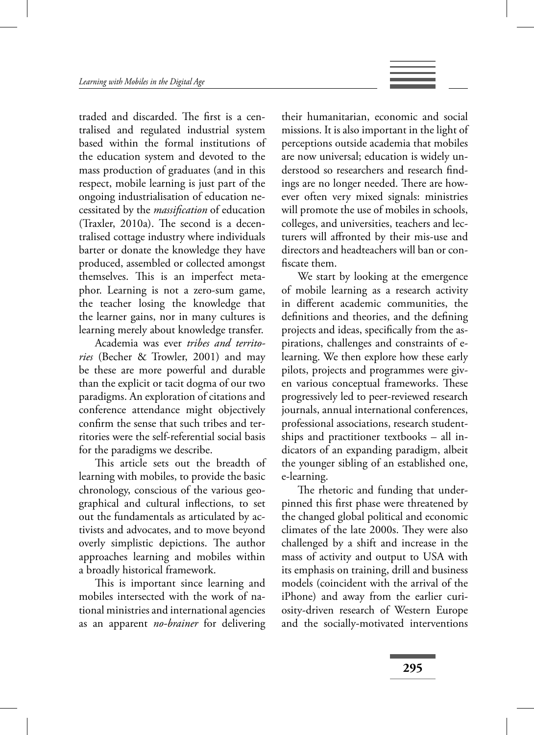traded and discarded. The first is a centralised and regulated industrial system based within the formal institutions of the education system and devoted to the mass production of graduates (and in this respect, mobile learning is just part of the ongoing industrialisation of education necessitated by the *massification* of education (Traxler, 2010a). The second is a decentralised cottage industry where individuals barter or donate the knowledge they have produced, assembled or collected amongst themselves. This is an imperfect metaphor. Learning is not a zero-sum game, the teacher losing the knowledge that the learner gains, nor in many cultures is learning merely about knowledge transfer.

Academia was ever *tribes and territories* (Becher & Trowler, 2001) and may be these are more powerful and durable than the explicit or tacit dogma of our two paradigms. An exploration of citations and conference attendance might objectively confirm the sense that such tribes and territories were the self-referential social basis for the paradigms we describe.

This article sets out the breadth of learning with mobiles, to provide the basic chronology, conscious of the various geographical and cultural inflections, to set out the fundamentals as articulated by activists and advocates, and to move beyond overly simplistic depictions. The author approaches learning and mobiles within a broadly historical framework.

This is important since learning and mobiles intersected with the work of national ministries and international agencies as an apparent *no-brainer* for delivering their humanitarian, economic and social missions. It is also important in the light of perceptions outside academia that mobiles are now universal; education is widely understood so researchers and research findings are no longer needed. There are however often very mixed signals: ministries will promote the use of mobiles in schools, colleges, and universities, teachers and lecturers will affronted by their mis-use and directors and headteachers will ban or confiscate them.

We start by looking at the emergence of mobile learning as a research activity in different academic communities, the definitions and theories, and the defining projects and ideas, specifically from the aspirations, challenges and constraints of e-learning. We then explore how these early pilots, projects and programmes were given various conceptual frameworks. These progressively led to peer-reviewed research journals, annual international conferences, professional associations, research studentships and practitioner textbooks – all indicators of an expanding paradigm, albeit the younger sibling of an established one, e-learning.

The rhetoric and funding that underpinned this first phase were threatened by the changed global political and economic climates of the late 2000s. They were also challenged by a shift and increase in the mass of activity and output to USA with its emphasis on training, drill and business models (coincident with the arrival of the iPhone) and away from the earlier curiosity-driven research of Western Europe and the socially-motivated interventions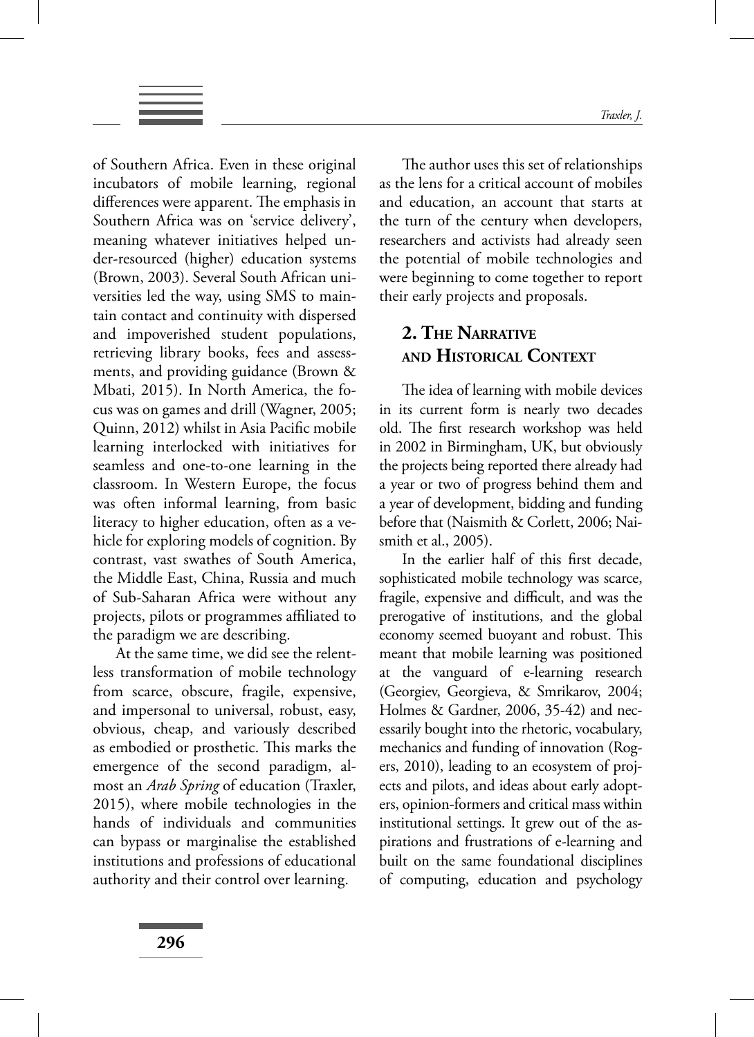of Southern Africa. Even in these original incubators of mobile learning, regional differences were apparent. The emphasis in Southern Africa was on 'service delivery', meaning whatever initiatives helped under-resourced (higher) education systems (Brown, 2003). Several South African universities led the way, using SMS to maintain contact and continuity with dispersed and impoverished student populations, retrieving library books, fees and assessments, and providing guidance (Brown & Mbati, 2015). In North America, the focus was on games and drill (Wagner, 2005; Quinn, 2012) whilst in Asia Pacific mobile learning interlocked with initiatives for seamless and one-to-one learning in the classroom. In Western Europe, the focus was often informal learning, from basic literacy to higher education, often as a vehicle for exploring models of cognition. By contrast, vast swathes of South America, the Middle East, China, Russia and much of Sub-Saharan Africa were without any projects, pilots or programmes affiliated to the paradigm we are describing.

At the same time, we did see the relentless transformation of mobile technology from scarce, obscure, fragile, expensive, and impersonal to universal, robust, easy, obvious, cheap, and variously described as embodied or prosthetic. This marks the emergence of the second paradigm, almost an *Arab Spring* of education (Traxler, 2015), where mobile technologies in the hands of individuals and communities can bypass or marginalise the established institutions and professions of educational authority and their control over learning.

The author uses this set of relationships as the lens for a critical account of mobiles and education, an account that starts at the turn of the century when developers, researchers and activists had already seen the potential of mobile technologies and were beginning to come together to report their early projects and proposals.

## 2. The Narrative and Historical Context

The idea of learning with mobile devices in its current form is nearly two decades old. The first research workshop was held in 2002 in Birmingham, UK, but obviously the projects being reported there already had a year or two of progress behind them and a year of development, bidding and funding before that (Naismith & Corlett, 2006; Naismith et al., 2005).

In the earlier half of this first decade, sophisticated mobile technology was scarce, fragile, expensive and difficult, and was the prerogative of institutions, and the global economy seemed buoyant and robust. This meant that mobile learning was positioned at the vanguard of e-learning research (Georgiev, Georgieva, & Smrikarov, 2004; Holmes & Gardner, 2006, 35-42) and necessarily bought into the rhetoric, vocabulary, mechanics and funding of innovation (Rogers, 2010), leading to an ecosystem of projects and pilots, and ideas about early adopters, opinion-formers and critical mass within institutional settings. It grew out of the aspirations and frustrations of e-learning and built on the same foundational disciplines of computing, education and psychology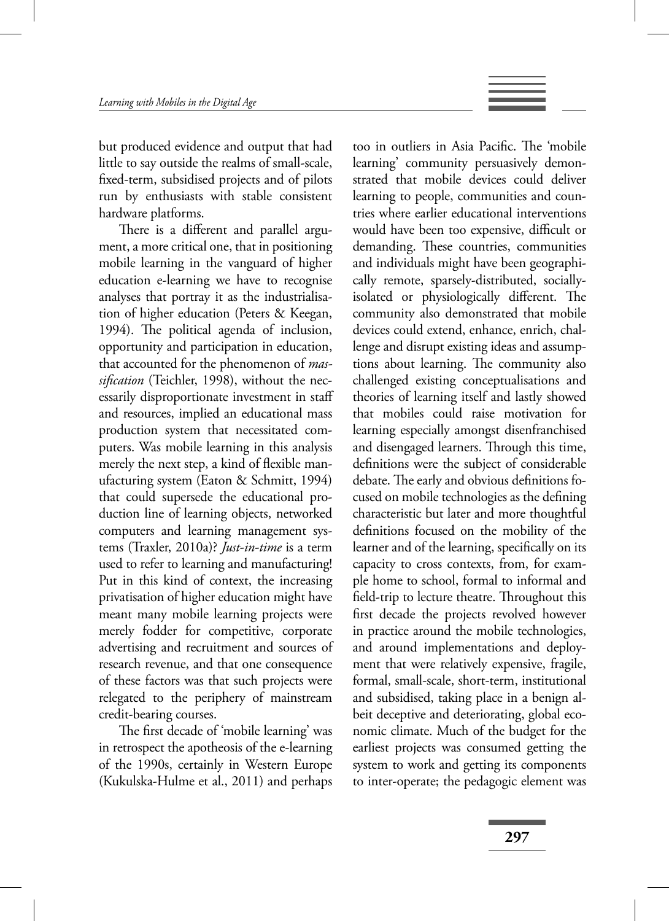but produced evidence and output that had little to say outside the realms of small-scale, fixed-term, subsidised projects and of pilots run by enthusiasts with stable consistent hardware platforms.

There is a different and parallel argument, a more critical one, that in positioning mobile learning in the vanguard of higher education e-learning we have to recognise analyses that portray it as the industrialisation of higher education (Peters & Keegan, 1994). The political agenda of inclusion, opportunity and participation in education, that accounted for the phenomenon of *massification* (Teichler, 1998), without the necessarily disproportionate investment in staff and resources, implied an educational mass production system that necessitated computers. Was mobile learning in this analysis merely the next step, a kind of flexible manufacturing system (Eaton & Schmitt, 1994) that could supersede the educational production line of learning objects, networked computers and learning management systems (Traxler, 2010a)? *Just-in-time* is a term used to refer to learning and manufacturing! Put in this kind of context, the increasing privatisation of higher education might have meant many mobile learning projects were merely fodder for competitive, corporate advertising and recruitment and sources of research revenue, and that one consequence of these factors was that such projects were relegated to the periphery of mainstream credit-bearing courses.

The first decade of 'mobile learning' was in retrospect the apotheosis of the e-learning of the 1990s, certainly in Western Europe (Kukulska-Hulme et al., 2011) and perhaps too in outliers in Asia Pacific. The 'mobile learning' community persuasively demonstrated that mobile devices could deliver learning to people, communities and countries where earlier educational interventions would have been too expensive, difficult or demanding. These countries, communities and individuals might have been geographically remote, sparsely-distributed, socially-isolated or physiologically different. The community also demonstrated that mobile devices could extend, enhance, enrich, challenge and disrupt existing ideas and assumptions about learning. The community also challenged existing conceptualisations and theories of learning itself and lastly showed that mobiles could raise motivation for learning especially amongst disenfranchised and disengaged learners. Through this time, definitions were the subject of considerable debate. The early and obvious definitions focused on mobile technologies as the defining characteristic but later and more thoughtful definitions focused on the mobility of the learner and of the learning, specifically on its capacity to cross contexts, from, for example home to school, formal to informal and field-trip to lecture theatre. Throughout this first decade the projects revolved however in practice around the mobile technologies, and around implementations and deployment that were relatively expensive, fragile, formal, small-scale, short-term, institutional and subsidised, taking place in a benign albeit deceptive and deteriorating, global economic climate. Much of the budget for the earliest projects was consumed getting the system to work and getting its components to inter-operate; the pedagogic element was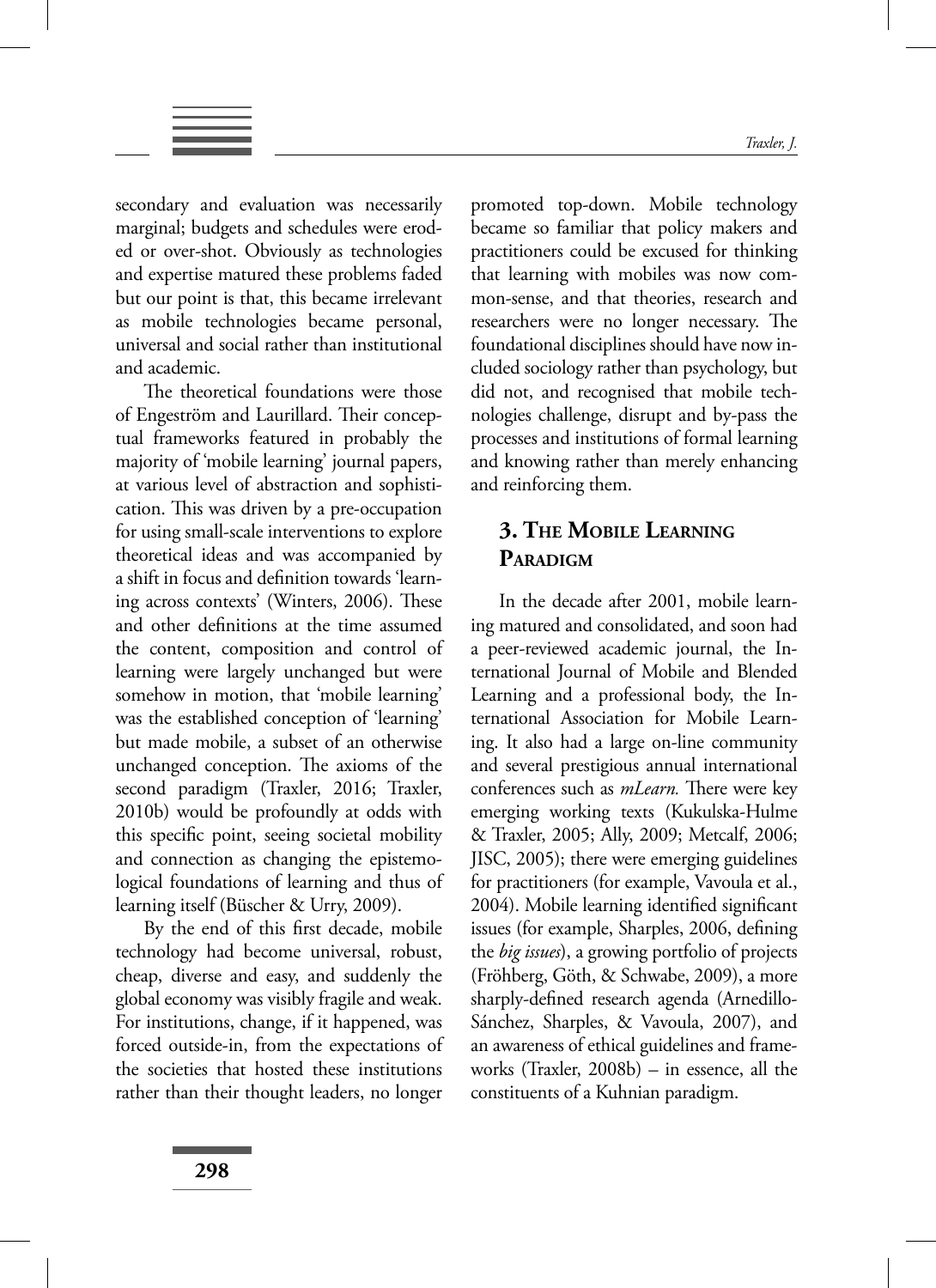secondary and evaluation was necessarily marginal; budgets and schedules were eroded or over-shot. Obviously as technologies and expertise matured these problems faded but our point is that, this became irrelevant as mobile technologies became personal, universal and social rather than institutional and academic.

The theoretical foundations were those of Engeström and Laurillard. Their conceptual frameworks featured in probably the majority of 'mobile learning' journal papers, at various level of abstraction and sophistication. This was driven by a pre-occupation for using small-scale interventions to explore theoretical ideas and was accompanied by a shift in focus and definition towards 'learning across contexts' (Winters, 2006). These and other definitions at the time assumed the content, composition and control of learning were largely unchanged but were somehow in motion, that 'mobile learning' was the established conception of 'learning' but made mobile, a subset of an otherwise unchanged conception. The axioms of the second paradigm (Traxler, 2016; Traxler, 2010b) would be profoundly at odds with this specific point, seeing societal mobility and connection as changing the epistemological foundations of learning and thus of learning itself (Büscher & Urry, 2009).

By the end of this first decade, mobile technology had become universal, robust, cheap, diverse and easy, and suddenly the global economy was visibly fragile and weak. For institutions, change, if it happened, was forced outside-in, from the expectations of the societies that hosted these institutions rather than their thought leaders, no longer promoted top-down. Mobile technology became so familiar that policy makers and practitioners could be excused for thinking that learning with mobiles was now common-sense, and that theories, research and researchers were no longer necessary. The foundational disciplines should have now included sociology rather than psychology, but did not, and recognised that mobile technologies challenge, disrupt and by-pass the processes and institutions of formal learning and knowing rather than merely enhancing and reinforcing them.

## 3. The Mobile Learning Paradigm

In the decade after 2001, mobile learning matured and consolidated, and soon had a peer-reviewed academic journal, the International Journal of Mobile and Blended Learning and a professional body, the International Association for Mobile Learning. It also had a large on-line community and several prestigious annual international conferences such as *mLearn.* There were key emerging working texts (Kukulska-Hulme & Traxler, 2005; Ally, 2009; Metcalf, 2006; JISC, 2005); there were emerging guidelines for practitioners (for example, Vavoula et al., 2004). Mobile learning identified significant issues (for example, Sharples, 2006, defining the *big issues*), a growing portfolio of projects (Fröhberg, Göth, & Schwabe, 2009), a more sharply-defined research agenda (Arnedillo-Sánchez, Sharples, & Vavoula, 2007), and an awareness of ethical guidelines and frameworks (Traxler, 2008b) – in essence, all the constituents of a Kuhnian paradigm.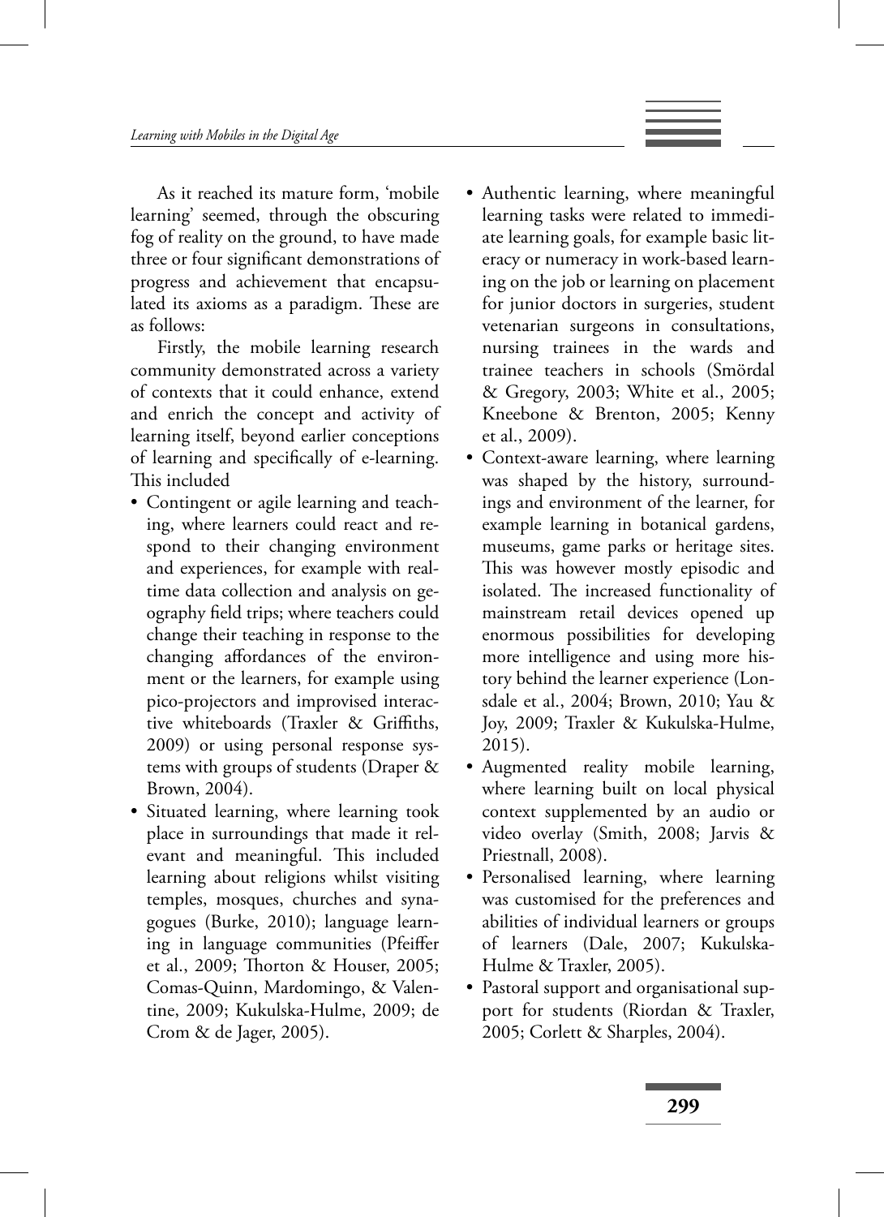As it reached its mature form, 'mobile learning' seemed, through the obscuring fog of reality on the ground, to have made three or four significant demonstrations of progress and achievement that encapsulated its axioms as a paradigm. These are as follows:

Firstly, the mobile learning research community demonstrated across a variety of contexts that it could enhance, extend and enrich the concept and activity of learning itself, beyond earlier conceptions of learning and specifically of e-learning. This included

- Contingent or agile learning and teaching, where learners could react and respond to their changing environment and experiences, for example with real-time data collection and analysis on geography field trips; where teachers could change their teaching in response to the changing affordances of the environment or the learners, for example using pico-projectors and improvised interactive whiteboards (Traxler & Griffiths, 2009) or using personal response systems with groups of students (Draper & Brown, 2004).
- Situated learning, where learning took place in surroundings that made it relevant and meaningful. This included learning about religions whilst visiting temples, mosques, churches and synagogues (Burke, 2010); language learning in language communities (Pfeiffer et al., 2009; Thorton & Houser, 2005; Comas-Quinn, Mardomingo, & Valentine, 2009; Kukulska-Hulme, 2009; de Crom & de Jager, 2005).
- Authentic learning, where meaningful learning tasks were related to immediate learning goals, for example basic literacy or numeracy in work-based learning on the job or learning on placement for junior doctors in surgeries, student vetenarian surgeons in consultations, nursing trainees in the wards and trainee teachers in schools (Smördal & Gregory, 2003; White et al., 2005; Kneebone & Brenton, 2005; Kenny et al., 2009).
- Context-aware learning, where learning was shaped by the history, surroundings and environment of the learner, for example learning in botanical gardens, museums, game parks or heritage sites. This was however mostly episodic and isolated. The increased functionality of mainstream retail devices opened up enormous possibilities for developing more intelligence and using more history behind the learner experience (Lonsdale et al., 2004; Brown, 2010; Yau & Joy, 2009; Traxler & Kukulska-Hulme, 2015).
- Augmented reality mobile learning, where learning built on local physical context supplemented by an audio or video overlay (Smith, 2008; Jarvis & Priestnall, 2008).
- Personalised learning, where learning was customised for the preferences and abilities of individual learners or groups of learners (Dale, 2007; Kukulska-Hulme & Traxler, 2005).
- Pastoral support and organisational support for students (Riordan & Traxler, 2005; Corlett & Sharples, 2004).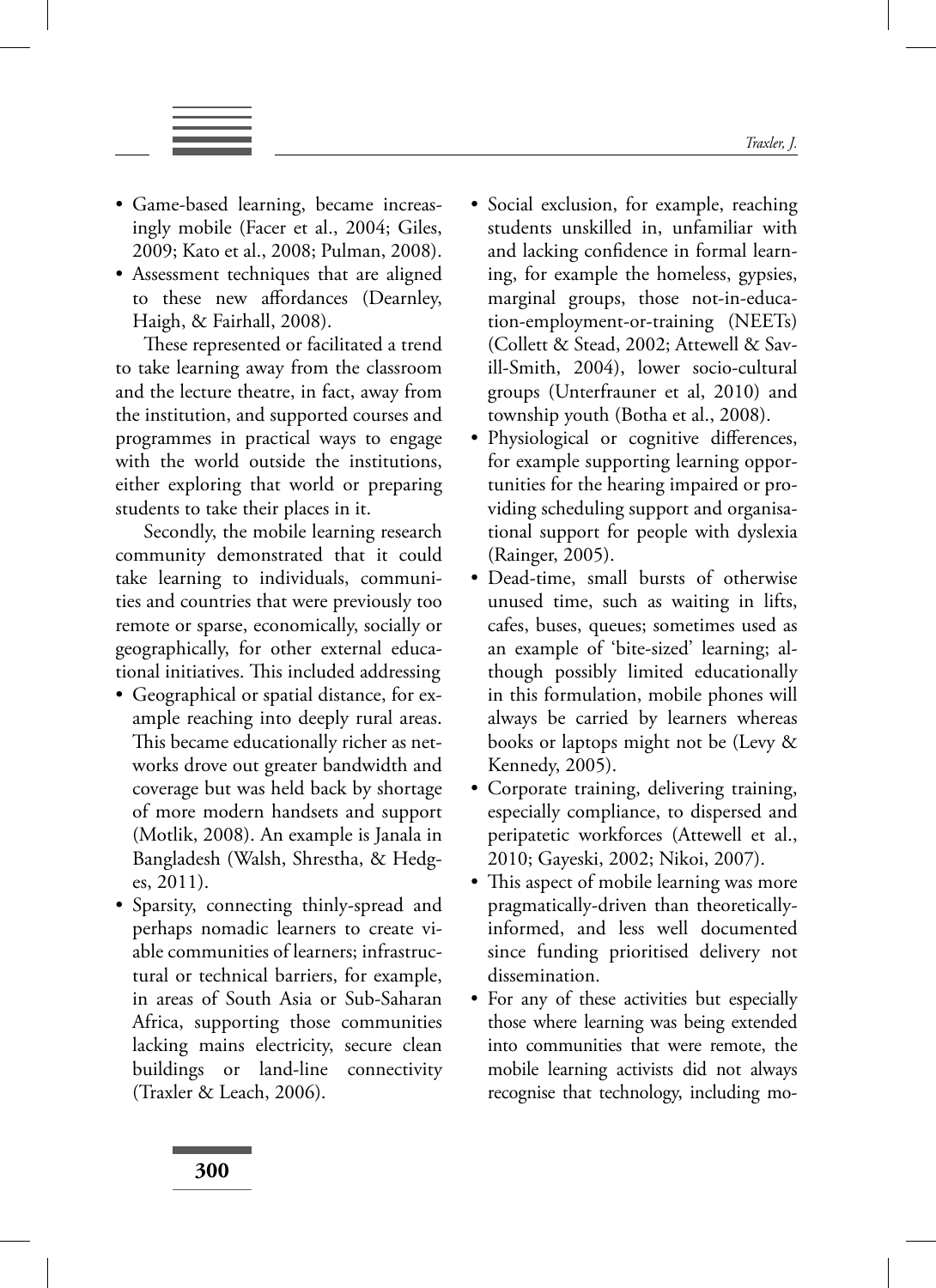- Game-based learning, became increasingly mobile (Facer et al., 2004; Giles, 2009; Kato et al., 2008; Pulman, 2008).
- Assessment techniques that are aligned to these new affordances (Dearnley, Haigh, & Fairhall, 2008).

These represented or facilitated a trend to take learning away from the classroom and the lecture theatre, in fact, away from the institution, and supported courses and programmes in practical ways to engage with the world outside the institutions, either exploring that world or preparing students to take their places in it.

Secondly, the mobile learning research community demonstrated that it could take learning to individuals, communities and countries that were previously too remote or sparse, economically, socially or geographically, for other external educational initiatives. This included addressing

- Geographical or spatial distance, for example reaching into deeply rural areas. This became educationally richer as networks drove out greater bandwidth and coverage but was held back by shortage of more modern handsets and support (Motlik, 2008). An example is Janala in Bangladesh (Walsh, Shrestha, & Hedges, 2011).
- Sparsity, connecting thinly-spread and perhaps nomadic learners to create viable communities of learners; infrastructural or technical barriers, for example, in areas of South Asia or Sub-Saharan Africa, supporting those communities lacking mains electricity, secure clean buildings or land-line connectivity (Traxler & Leach, 2006).
- Social exclusion, for example, reaching students unskilled in, unfamiliar with and lacking confidence in formal learning, for example the homeless, gypsies, marginal groups, those not-in-education-employment-or-training (NEETs) (Collett & Stead, 2002; Attewell & Savill-Smith, 2004), lower socio-cultural groups (Unterfrauner et al, 2010) and township youth (Botha et al., 2008).
- Physiological or cognitive differences, for example supporting learning opportunities for the hearing impaired or providing scheduling support and organisational support for people with dyslexia (Rainger, 2005).
- Dead-time, small bursts of otherwise unused time, such as waiting in lifts, cafes, buses, queues; sometimes used as an example of 'bite-sized' learning; although possibly limited educationally in this formulation, mobile phones will always be carried by learners whereas books or laptops might not be (Levy & Kennedy, 2005).
- Corporate training, delivering training, especially compliance, to dispersed and peripatetic workforces (Attewell et al., 2010; Gayeski, 2002; Nikoi, 2007).
- This aspect of mobile learning was more pragmatically-driven than theoretically-informed, and less well documented since funding prioritised delivery not dissemination.
- For any of these activities but especially those where learning was being extended into communities that were remote, the mobile learning activists did not always recognise that technology, including mo-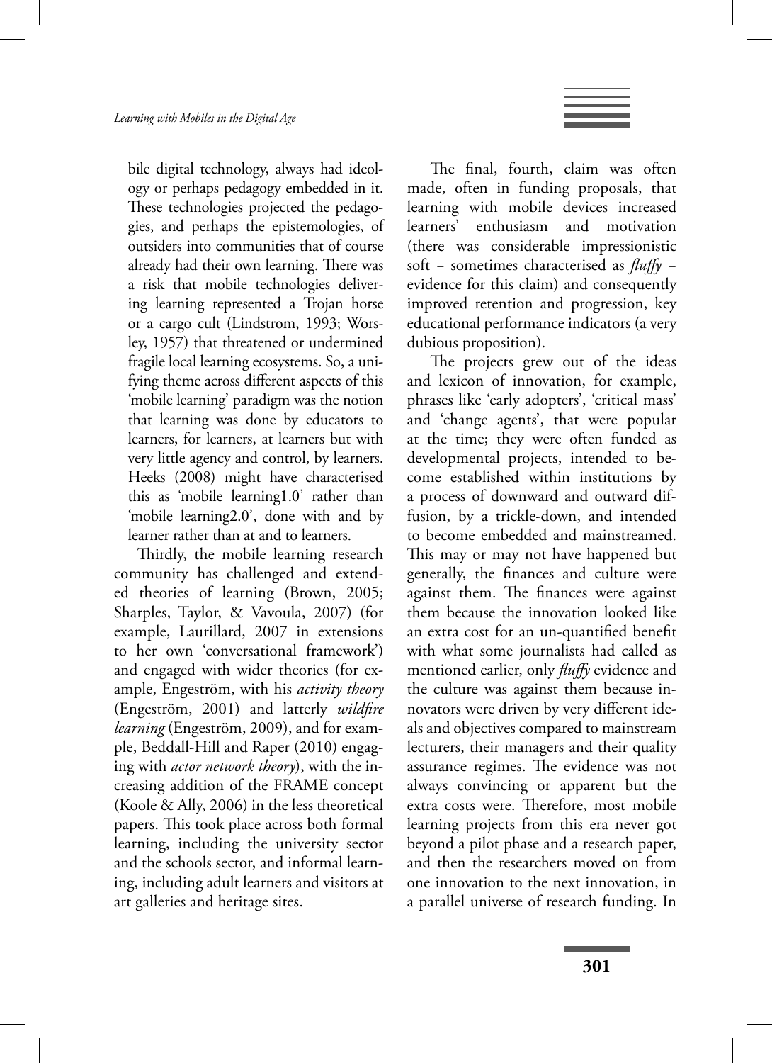bile digital technology, always had ideology or perhaps pedagogy embedded in it. These technologies projected the pedagogies, and perhaps the epistemologies, of outsiders into communities that of course already had their own learning. There was a risk that mobile technologies delivering learning represented a Trojan horse or a cargo cult (Lindstrom, 1993; Worsley, 1957) that threatened or undermined fragile local learning ecosystems. So, a unifying theme across different aspects of this 'mobile learning' paradigm was the notion that learning was done by educators to learners, for learners, at learners but with very little agency and control, by learners. Heeks (2008) might have characterised this as 'mobile learning1.0' rather than 'mobile learning2.0', done with and by learner rather than at and to learners.

Thirdly, the mobile learning research community has challenged and extended theories of learning (Brown, 2005; Sharples, Taylor, & Vavoula, 2007) (for example, Laurillard, 2007 in extensions to her own 'conversational framework') and engaged with wider theories (for example, Engeström, with his *activity theory* (Engeström, 2001) and latterly *wildfire learning* (Engeström, 2009), and for example, Beddall-Hill and Raper (2010) engaging with *actor network theory*), with the increasing addition of the FRAME concept (Koole & Ally, 2006) in the less theoretical papers. This took place across both formal learning, including the university sector and the schools sector, and informal learning, including adult learners and visitors at art galleries and heritage sites.

The final, fourth, claim was often made, often in funding proposals, that learning with mobile devices increased learners' enthusiasm and motivation (there was considerable impressionistic soft – sometimes characterised as *fluffy* – evidence for this claim) and consequently improved retention and progression, key educational performance indicators (a very dubious proposition).

The projects grew out of the ideas and lexicon of innovation, for example, phrases like 'early adopters', 'critical mass' and 'change agents', that were popular at the time; they were often funded as developmental projects, intended to become established within institutions by a process of downward and outward diffusion, by a trickle-down, and intended to become embedded and mainstreamed. This may or may not have happened but generally, the finances and culture were against them. The finances were against them because the innovation looked like an extra cost for an un-quantified benefit with what some journalists had called as mentioned earlier, only *fluffy* evidence and the culture was against them because innovators were driven by very different ideals and objectives compared to mainstream lecturers, their managers and their quality assurance regimes. The evidence was not always convincing or apparent but the extra costs were. Therefore, most mobile learning projects from this era never got beyond a pilot phase and a research paper, and then the researchers moved on from one innovation to the next innovation, in a parallel universe of research funding. In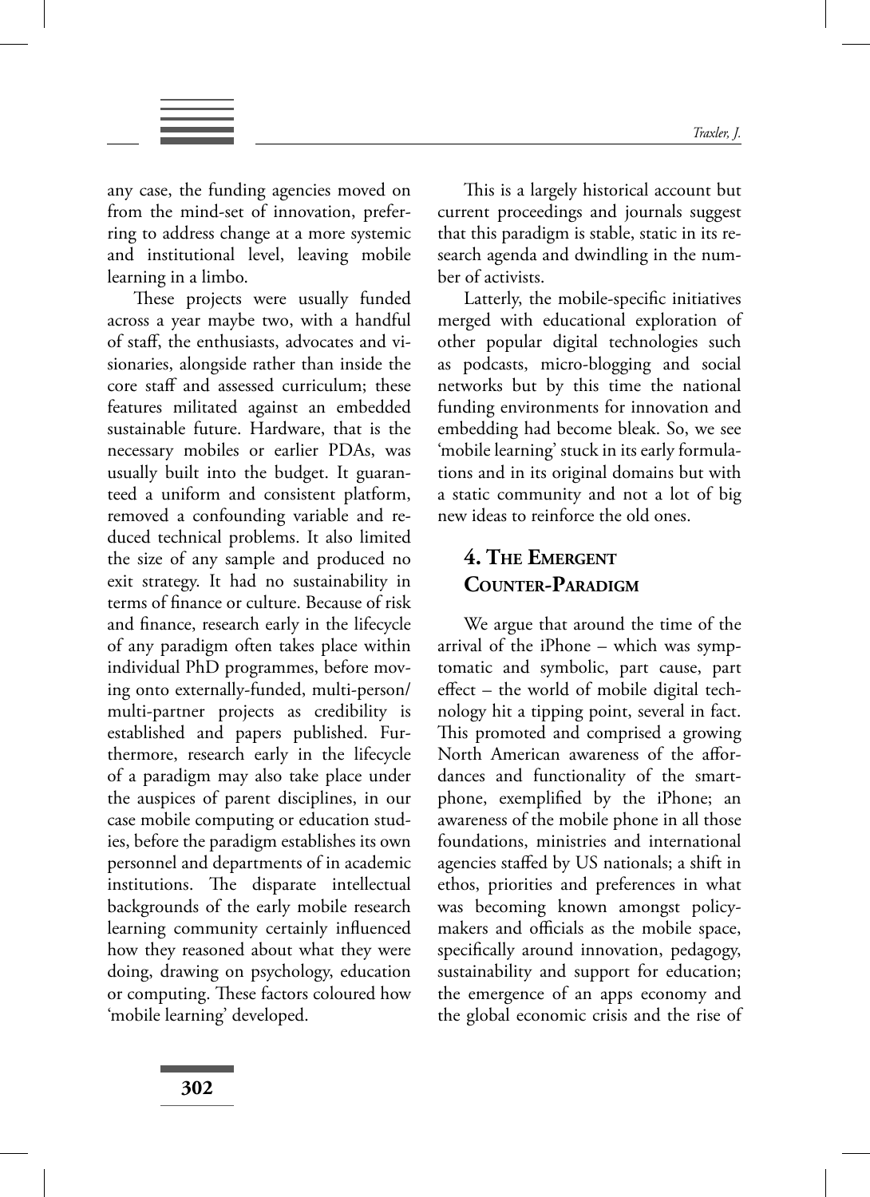any case, the funding agencies moved on from the mind-set of innovation, preferring to address change at a more systemic and institutional level, leaving mobile learning in a limbo.

These projects were usually funded across a year maybe two, with a handful of staff, the enthusiasts, advocates and visionaries, alongside rather than inside the core staff and assessed curriculum; these features militated against an embedded sustainable future. Hardware, that is the necessary mobiles or earlier PDAs, was usually built into the budget. It guaranteed a uniform and consistent platform, removed a confounding variable and reduced technical problems. It also limited the size of any sample and produced no exit strategy. It had no sustainability in terms of finance or culture. Because of risk and finance, research early in the lifecycle of any paradigm often takes place within individual PhD programmes, before moving onto externally-funded, multi-person/multi-partner projects as credibility is established and papers published. Furthermore, research early in the lifecycle of a paradigm may also take place under the auspices of parent disciplines, in our case mobile computing or education studies, before the paradigm establishes its own personnel and departments of in academic institutions. The disparate intellectual backgrounds of the early mobile research learning community certainly influenced how they reasoned about what they were doing, drawing on psychology, education or computing. These factors coloured how 'mobile learning' developed.

This is a largely historical account but current proceedings and journals suggest that this paradigm is stable, static in its research agenda and dwindling in the number of activists.

Latterly, the mobile-specific initiatives merged with educational exploration of other popular digital technologies such as podcasts, micro-blogging and social networks but by this time the national funding environments for innovation and embedding had become bleak. So, we see 'mobile learning' stuck in its early formulations and in its original domains but with a static community and not a lot of big new ideas to reinforce the old ones.

## 4. The Emergent Counter-Paradigm

We argue that around the time of the arrival of the iPhone – which was symptomatic and symbolic, part cause, part effect – the world of mobile digital technology hit a tipping point, several in fact. This promoted and comprised a growing North American awareness of the affordances and functionality of the smartphone, exemplified by the iPhone; an awareness of the mobile phone in all those foundations, ministries and international agencies staffed by US nationals; a shift in ethos, priorities and preferences in what was becoming known amongst policymakers and officials as the mobile space, specifically around innovation, pedagogy, sustainability and support for education; the emergence of an apps economy and the global economic crisis and the rise of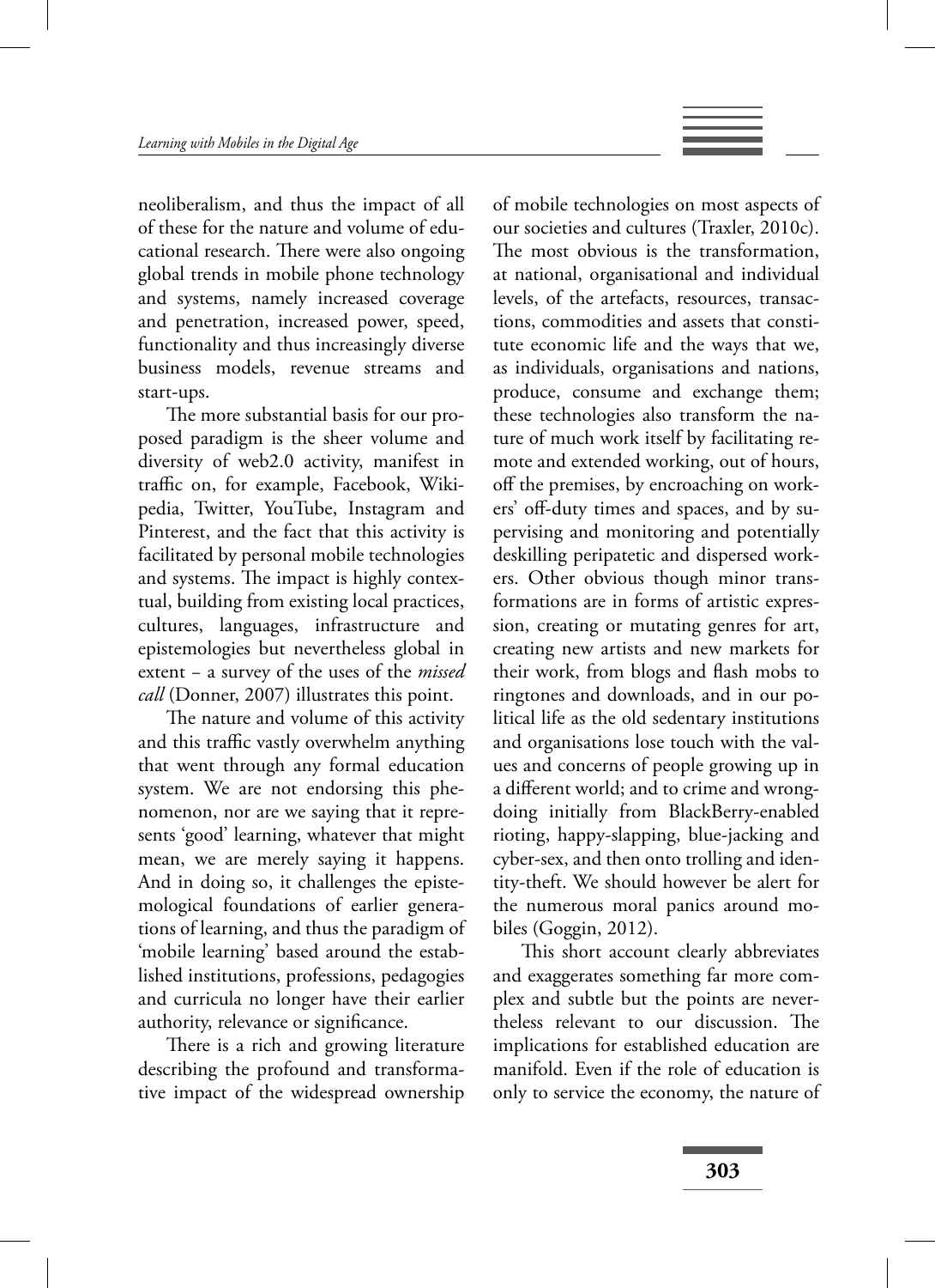neoliberalism, and thus the impact of all of these for the nature and volume of educational research. There were also ongoing global trends in mobile phone technology and systems, namely increased coverage and penetration, increased power, speed, functionality and thus increasingly diverse business models, revenue streams and start-ups.

The more substantial basis for our proposed paradigm is the sheer volume and diversity of web2.0 activity, manifest in traffic on, for example, Facebook, Wikipedia, Twitter, YouTube, Instagram and Pinterest, and the fact that this activity is facilitated by personal mobile technologies and systems. The impact is highly contextual, building from existing local practices, cultures, languages, infrastructure and epistemologies but nevertheless global in extent – a survey of the uses of the *missed call* (Donner, 2007) illustrates this point.

The nature and volume of this activity and this traffic vastly overwhelm anything that went through any formal education system. We are not endorsing this phenomenon, nor are we saying that it represents 'good' learning, whatever that might mean, we are merely saying it happens. And in doing so, it challenges the epistemological foundations of earlier generations of learning, and thus the paradigm of 'mobile learning' based around the established institutions, professions, pedagogies and curricula no longer have their earlier authority, relevance or significance.

There is a rich and growing literature describing the profound and transformative impact of the widespread ownership of mobile technologies on most aspects of our societies and cultures (Traxler, 2010c). The most obvious is the transformation, at national, organisational and individual levels, of the artefacts, resources, transactions, commodities and assets that constitute economic life and the ways that we, as individuals, organisations and nations, produce, consume and exchange them; these technologies also transform the nature of much work itself by facilitating remote and extended working, out of hours, off the premises, by encroaching on workers' off-duty times and spaces, and by supervising and monitoring and potentially deskilling peripatetic and dispersed workers. Other obvious though minor transformations are in forms of artistic expression, creating or mutating genres for art, creating new artists and new markets for their work, from blogs and flash mobs to ringtones and downloads, and in our political life as the old sedentary institutions and organisations lose touch with the values and concerns of people growing up in a different world; and to crime and wrongdoing initially from BlackBerry-enabled rioting, happy-slapping, blue-jacking and cyber-sex, and then onto trolling and identity-theft. We should however be alert for the numerous moral panics around mobiles (Goggin, 2012).

This short account clearly abbreviates and exaggerates something far more complex and subtle but the points are nevertheless relevant to our discussion. The implications for established education are manifold. Even if the role of education is only to service the economy, the nature of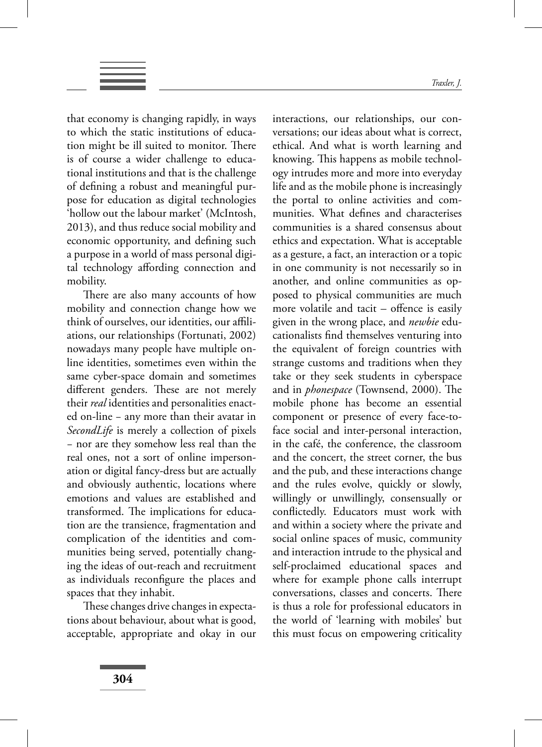that economy is changing rapidly, in ways to which the static institutions of education might be ill suited to monitor. There is of course a wider challenge to educational institutions and that is the challenge of defining a robust and meaningful purpose for education as digital technologies 'hollow out the labour market' (McIntosh, 2013), and thus reduce social mobility and economic opportunity, and defining such a purpose in a world of mass personal digital technology affording connection and mobility.

There are also many accounts of how mobility and connection change how we think of ourselves, our identities, our affiliations, our relationships (Fortunati, 2002) nowadays many people have multiple online identities, sometimes even within the same cyber-space domain and sometimes different genders. These are not merely their *real* identities and personalities enacted on-line – any more than their avatar in *SecondLife* is merely a collection of pixels – nor are they somehow less real than the real ones, not a sort of online impersonation or digital fancy-dress but are actually and obviously authentic, locations where emotions and values are established and transformed. The implications for education are the transience, fragmentation and complication of the identities and communities being served, potentially changing the ideas of out-reach and recruitment as individuals reconfigure the places and spaces that they inhabit.

These changes drive changes in expectations about behaviour, about what is good, acceptable, appropriate and okay in our interactions, our relationships, our conversations; our ideas about what is correct, ethical. And what is worth learning and knowing. This happens as mobile technology intrudes more and more into everyday life and as the mobile phone is increasingly the portal to online activities and communities. What defines and characterises communities is a shared consensus about ethics and expectation. What is acceptable as a gesture, a fact, an interaction or a topic in one community is not necessarily so in another, and online communities as opposed to physical communities are much more volatile and tacit – offence is easily given in the wrong place, and *newbie* educationalists find themselves venturing into the equivalent of foreign countries with strange customs and traditions when they take or they seek students in cyberspace and in *phonespace* (Townsend, 2000). The mobile phone has become an essential component or presence of every face-to-face social and inter-personal interaction, in the café, the conference, the classroom and the concert, the street corner, the bus and the pub, and these interactions change and the rules evolve, quickly or slowly, willingly or unwillingly, consensually or conflictedly. Educators must work with and within a society where the private and social online spaces of music, community and interaction intrude to the physical and self-proclaimed educational spaces and where for example phone calls interrupt conversations, classes and concerts. There is thus a role for professional educators in the world of 'learning with mobiles' but this must focus on empowering criticality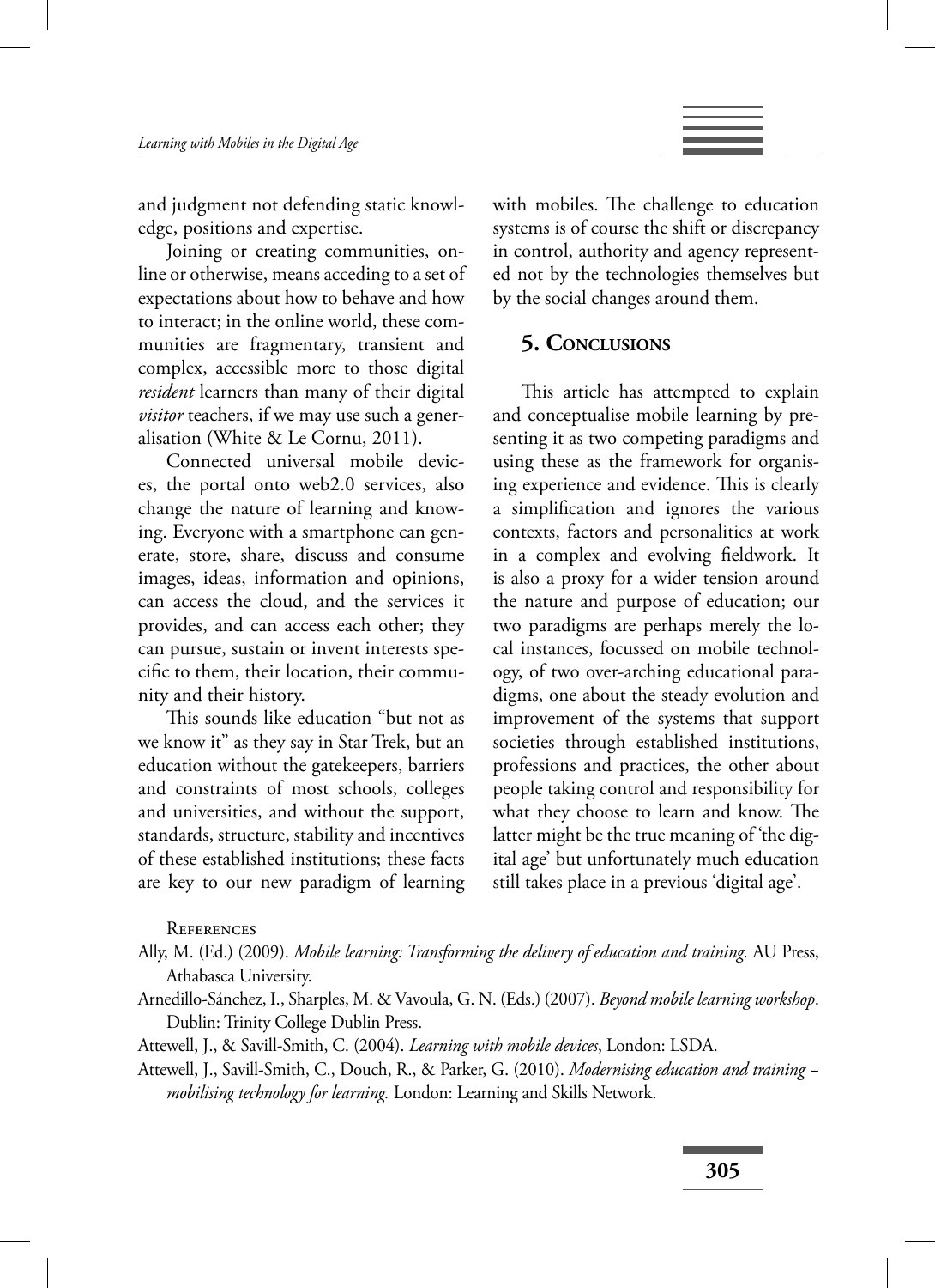and judgment not defending static knowledge, positions and expertise.

Joining or creating communities, online or otherwise, means acceding to a set of expectations about how to behave and how to interact; in the online world, these communities are fragmentary, transient and complex, accessible more to those digital *resident* learners than many of their digital *visitor* teachers, if we may use such a generalisation (White & Le Cornu, 2011).

Connected universal mobile devices, the portal onto web2.0 services, also change the nature of learning and knowing. Everyone with a smartphone can generate, store, share, discuss and consume images, ideas, information and opinions, can access the cloud, and the services it provides, and can access each other; they can pursue, sustain or invent interests specific to them, their location, their community and their history.

This sounds like education "but not as we know it" as they say in Star Trek, but an education without the gatekeepers, barriers and constraints of most schools, colleges and universities, and without the support, standards, structure, stability and incentives of these established institutions; these facts are key to our new paradigm of learning with mobiles. The challenge to education systems is of course the shift or discrepancy in control, authority and agency represented not by the technologies themselves but by the social changes around them.

## 5. Conclusions

This article has attempted to explain and conceptualise mobile learning by presenting it as two competing paradigms and using these as the framework for organising experience and evidence. This is clearly a simplification and ignores the various contexts, factors and personalities at work in a complex and evolving fieldwork. It is also a proxy for a wider tension around the nature and purpose of education; our two paradigms are perhaps merely the local instances, focussed on mobile technology, of two over-arching educational paradigms, one about the steady evolution and improvement of the systems that support societies through established institutions, professions and practices, the other about people taking control and responsibility for what they choose to learn and know. The latter might be the true meaning of 'the digital age' but unfortunately much education still takes place in a previous 'digital age'.

### References

Ally, M. (Ed.) (2009). *Mobile learning: Transforming the delivery of education and training.* AU Press, Athabasca University.

Arnedillo-Sánchez, I., Sharples, M. & Vavoula, G. N. (Eds.) (2007). *Beyond mobile learning workshop*. Dublin: Trinity College Dublin Press.

Attewell, J., & Savill-Smith, C. (2004). *Learning with mobile devices*, London: LSDA.

Attewell, J., Savill-Smith, C., Douch, R., & Parker, G. (2010). *Modernising education and training – mobilising technology for learning.* London: Learning and Skills Network.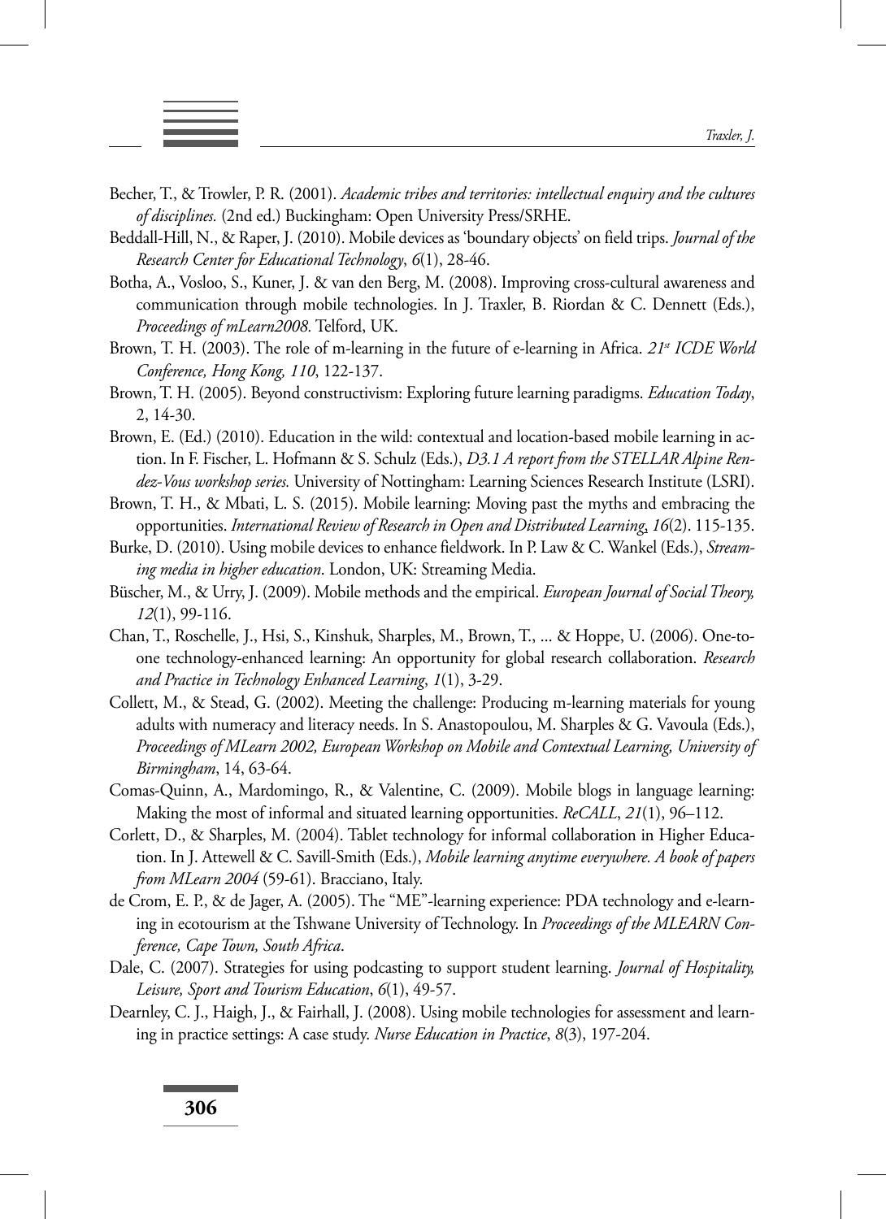Becher, T., & Trowler, P. R. (2001). *Academic tribes and territories: intellectual enquiry and the cultures of disciplines.* (2nd ed.) Buckingham: Open University Press/SRHE.

Beddall-Hill, N., & Raper, J. (2010). Mobile devices as 'boundary objects' on field trips. *Journal of the Research Center for Educational Technology*, *6*(1), 28-46.

Botha, A., Vosloo, S., Kuner, J. & van den Berg, M. (2008). Improving cross-cultural awareness and communication through mobile technologies. In J. Traxler, B. Riordan & C. Dennett (Eds.), *Proceedings of mLearn2008*. Telford, UK.

Brown, T. H. (2003). The role of m-learning in the future of e-learning in Africa. *21st ICDE World Conference, Hong Kong, 110*, 122-137.

Brown, T. H. (2005). Beyond constructivism: Exploring future learning paradigms. *Education Today*, 2, 14-30.

Brown, E. (Ed.) (2010). Education in the wild: contextual and location-based mobile learning in action. In F. Fischer, L. Hofmann & S. Schulz (Eds.), *D3.1 A report from the STELLAR Alpine Rendez-Vous workshop series.* University of Nottingham: Learning Sciences Research Institute (LSRI).

Brown, T. H., & Mbati, L. S. (2015). Mobile learning: Moving past the myths and embracing the opportunities. *International Review of Research in Open and Distributed Learning*, *16*(2). 115-135.

Burke, D. (2010). Using mobile devices to enhance fieldwork. In P. Law & C. Wankel (Eds.), *Streaming media in higher education*. London, UK: Streaming Media.

Büscher, M., & Urry, J. (2009). Mobile methods and the empirical. *European Journal of Social Theory, 12*(1), 99-116.

Chan, T., Roschelle, J., Hsi, S., Kinshuk, Sharples, M., Brown, T., ... & Hoppe, U. (2006). One-to-one technology-enhanced learning: An opportunity for global research collaboration. *Research and Practice in Technology Enhanced Learning*, *1*(1), 3-29.

Collett, M., & Stead, G. (2002). Meeting the challenge: Producing m-learning materials for young adults with numeracy and literacy needs. In S. Anastopoulou, M. Sharples & G. Vavoula (Eds.), *Proceedings of MLearn 2002, European Workshop on Mobile and Contextual Learning, University of Birmingham*, 14, 63-64.

Comas-Quinn, A., Mardomingo, R., & Valentine, C. (2009). Mobile blogs in language learning: Making the most of informal and situated learning opportunities. *ReCALL*, *21*(1), 96–112.

Corlett, D., & Sharples, M. (2004). Tablet technology for informal collaboration in Higher Education. In J. Attewell & C. Savill-Smith (Eds.), *Mobile learning anytime everywhere. A book of papers from MLearn 2004* (59-61). Bracciano, Italy.

de Crom, E. P., & de Jager, A. (2005). The "ME"-learning experience: PDA technology and e-learning in ecotourism at the Tshwane University of Technology. In *Proceedings of the MLEARN Conference, Cape Town, South Africa*.

Dale, C. (2007). Strategies for using podcasting to support student learning. *Journal of Hospitality, Leisure, Sport and Tourism Education*, *6*(1), 49-57.

Dearnley, C. J., Haigh, J., & Fairhall, J. (2008). Using mobile technologies for assessment and learning in practice settings: A case study. *Nurse Education in Practice*, *8*(3), 197-204.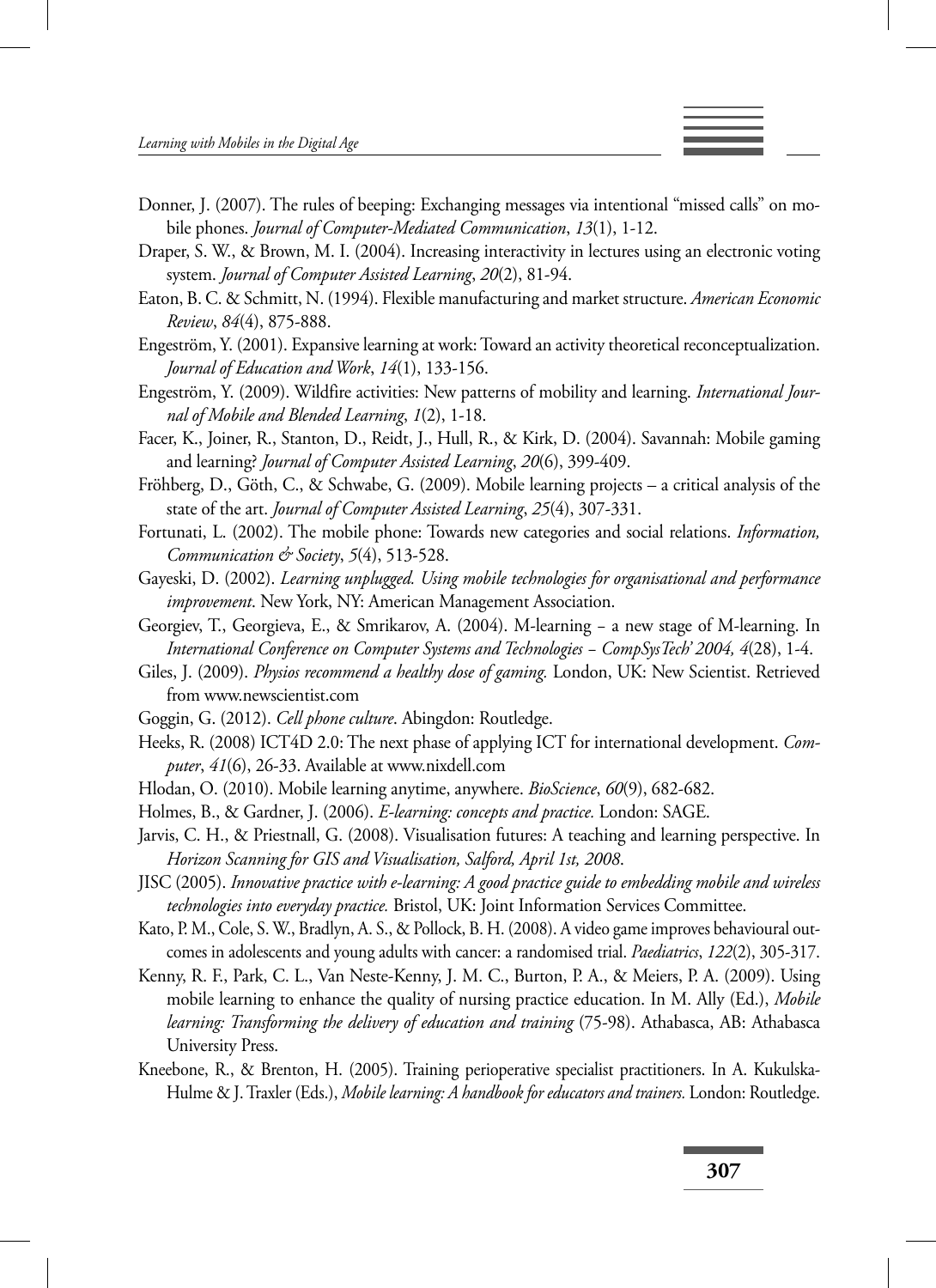Donner, J. (2007). The rules of beeping: Exchanging messages via intentional "missed calls" on mobile phones. *Journal of Computer-Mediated Communication*, *13*(1), 1-12.

Draper, S. W., & Brown, M. I. (2004). Increasing interactivity in lectures using an electronic voting system. *Journal of Computer Assisted Learning*, *20*(2), 81-94.

Eaton, B. C. & Schmitt, N. (1994). Flexible manufacturing and market structure. *American Economic Review*, *84*(4), 875-888.

Engeström, Y. (2001). Expansive learning at work: Toward an activity theoretical reconceptualization. *Journal of Education and Work*, *14*(1), 133-156.

Engeström, Y. (2009). Wildfire activities: New patterns of mobility and learning. *International Journal of Mobile and Blended Learning*, *1*(2), 1-18.

Facer, K., Joiner, R., Stanton, D., Reidt, J., Hull, R., & Kirk, D. (2004). Savannah: Mobile gaming and learning? *Journal of Computer Assisted Learning*, *20*(6), 399-409.

Fröhberg, D., Göth, C., & Schwabe, G. (2009). Mobile learning projects – a critical analysis of the state of the art. *Journal of Computer Assisted Learning*, *25*(4), 307-331.

Fortunati, L. (2002). The mobile phone: Towards new categories and social relations. *Information, Communication & Society*, *5*(4), 513-528.

Gayeski, D. (2002). *Learning unplugged. Using mobile technologies for organisational and performance improvement*. New York, NY: American Management Association.

Georgiev, T., Georgieva, E., & Smrikarov, A. (2004). M-learning – a new stage of M-learning. In *International Conference on Computer Systems and Technologies – CompSysTech' 2004, 4*(28), 1-4.

Giles, J. (2009). *Physios recommend a healthy dose of gaming.* London, UK: New Scientist. Retrieved from www.newscientist.com

Goggin, G. (2012). *Cell phone culture*. Abingdon: Routledge.

Heeks, R. (2008) ICT4D 2.0: The next phase of applying ICT for international development. *Computer*, *41*(6), 26-33. Available at www.nixdell.com

Hlodan, O. (2010). Mobile learning anytime, anywhere. *BioScience*, *60*(9), 682-682.

Holmes, B., & Gardner, J. (2006). *E-learning: concepts and practice.* London: SAGE.

Jarvis, C. H., & Priestnall, G. (2008). Visualisation futures: A teaching and learning perspective. In *Horizon Scanning for GIS and Visualisation, Salford, April 1st, 2008*.

JISC (2005). *Innovative practice with e-learning: A good practice guide to embedding mobile and wireless technologies into everyday practice.* Bristol, UK: Joint Information Services Committee.

Kato, P. M., Cole, S. W., Bradlyn, A. S., & Pollock, B. H. (2008). A video game improves behavioural outcomes in adolescents and young adults with cancer: a randomised trial. *Paediatrics*, *122*(2), 305-317.

Kenny, R. F., Park, C. L., Van Neste-Kenny, J. M. C., Burton, P. A., & Meiers, P. A. (2009). Using mobile learning to enhance the quality of nursing practice education. In M. Ally (Ed.), *Mobile learning: Transforming the delivery of education and training* (75-98). Athabasca, AB: Athabasca University Press.

Kneebone, R., & Brenton, H. (2005). Training perioperative specialist practitioners. In A. Kukulska-Hulme & J. Traxler (Eds.), *Mobile learning: A handbook for educators and trainers.* London: Routledge.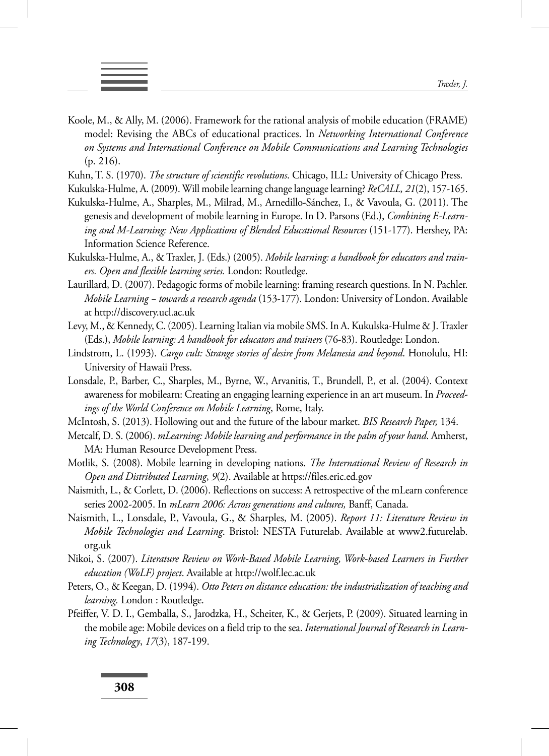Koole, M., & Ally, M. (2006). Framework for the rational analysis of mobile education (FRAME) model: Revising the ABCs of educational practices. In *Networking International Conference on Systems and International Conference on Mobile Communications and Learning Technologies* (p. 216).

Kuhn, T. S. (1970). *The structure of scientific revolutions*. Chicago, ILL: University of Chicago Press.

Kukulska-Hulme, A. (2009). Will mobile learning change language learning? *ReCALL, 21*(2), 157-165.

Kukulska-Hulme, A., Sharples, M., Milrad, M., Arnedillo-Sánchez, I., & Vavoula, G. (2011). The genesis and development of mobile learning in Europe. In D. Parsons (Ed.), *Combining E-Learning and M-Learning: New Applications of Blended Educational Resources* (151-177). Hershey, PA: Information Science Reference.

Kukulska-Hulme, A., & Traxler, J. (Eds.) (2005). *Mobile learning: a handbook for educators and trainers. Open and flexible learning series.* London: Routledge.

Laurillard, D. (2007). Pedagogic forms of mobile learning: framing research questions. In N. Pachler. *Mobile Learning – towards a research agenda* (153-177). London: University of London. Available at http://discovery.ucl.ac.uk

Levy, M., & Kennedy, C. (2005). Learning Italian via mobile SMS. In A. Kukulska-Hulme & J. Traxler (Eds.), *Mobile learning: A handbook for educators and trainers* (76-83). Routledge: London.

Lindstrom, L. (1993). *Cargo cult: Strange stories of desire from Melanesia and beyond*. Honolulu, HI: University of Hawaii Press.

Lonsdale, P., Barber, C., Sharples, M., Byrne, W., Arvanitis, T., Brundell, P., et al. (2004). Context awareness for mobilearn: Creating an engaging learning experience in an art museum. In *Proceedings of the World Conference on Mobile Learning*, Rome, Italy.

McIntosh, S. (2013). Hollowing out and the future of the labour market. *BIS Research Paper,* 134.

Metcalf, D. S. (2006). *mLearning: Mobile learning and performance in the palm of your hand*. Amherst, MA: Human Resource Development Press.

Motlik, S. (2008). Mobile learning in developing nations. *The International Review of Research in Open and Distributed Learning*, *9*(2). Available at https://files.eric.ed.gov

Naismith, L., & Corlett, D. (2006). Reflections on success: A retrospective of the mLearn conference series 2002-2005. In *mLearn 2006: Across generations and cultures,* Banff, Canada.

Naismith, L., Lonsdale, P., Vavoula, G., & Sharples, M. (2005). *Report 11: Literature Review in Mobile Technologies and Learning*. Bristol: NESTA Futurelab. Available at www2.futurelab.org.uk

Nikoi, S. (2007). *Literature Review on Work-Based Mobile Learning, Work-based Learners in Further education (WoLF) project*. Available at http://wolf.lec.ac.uk

Peters, O., & Keegan, D. (1994). *Otto Peters on distance education: the industrialization of teaching and learning.* London : Routledge.

Pfeiffer, V. D. I., Gemballa, S., Jarodzka, H., Scheiter, K., & Gerjets, P. (2009). Situated learning in the mobile age: Mobile devices on a field trip to the sea. *International Journal of Research in Learning Technology*, *17*(3), 187-199.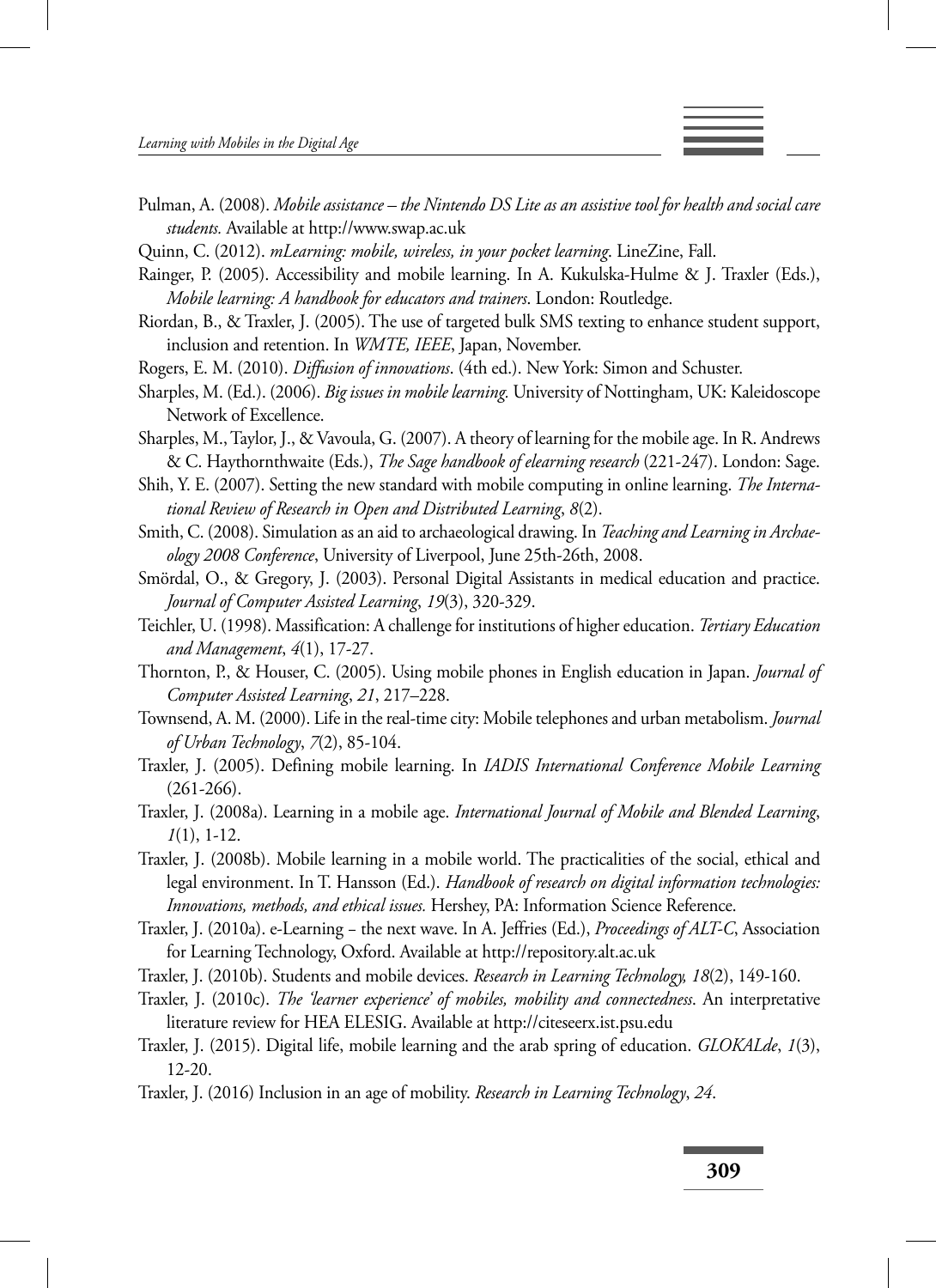Pulman, A. (2008). *Mobile assistance – the Nintendo DS Lite as an assistive tool for health and social care students.* Available at http://www.swap.ac.uk

Quinn, C. (2012). *mLearning: mobile, wireless, in your pocket learning*. LineZine, Fall.

Rainger, P. (2005). Accessibility and mobile learning. In A. Kukulska-Hulme & J. Traxler (Eds.), *Mobile learning: A handbook for educators and trainers*. London: Routledge.

Riordan, B., & Traxler, J. (2005). The use of targeted bulk SMS texting to enhance student support, inclusion and retention. In *WMTE, IEEE*, Japan, November.

Rogers, E. M. (2010). *Diffusion of innovations*. (4th ed.). New York: Simon and Schuster.

Sharples, M. (Ed.). (2006). *Big issues in mobile learning.* University of Nottingham, UK: Kaleidoscope Network of Excellence.

Sharples, M., Taylor, J., & Vavoula, G. (2007). A theory of learning for the mobile age. In R. Andrews & C. Haythornthwaite (Eds.), *The Sage handbook of elearning research* (221-247). London: Sage.

Shih, Y. E. (2007). Setting the new standard with mobile computing in online learning. *The International Review of Research in Open and Distributed Learning*, *8*(2).

Smith, C. (2008). Simulation as an aid to archaeological drawing. In *Teaching and Learning in Archaeology 2008 Conference*, University of Liverpool, June 25th-26th, 2008.

Smördal, O., & Gregory, J. (2003). Personal Digital Assistants in medical education and practice. *Journal of Computer Assisted Learning*, *19*(3), 320-329.

Teichler, U. (1998). Massification: A challenge for institutions of higher education. *Tertiary Education and Management*, *4*(1), 17-27.

Thornton, P., & Houser, C. (2005). Using mobile phones in English education in Japan. *Journal of Computer Assisted Learning*, *21*, 217–228.

Townsend, A. M. (2000). Life in the real-time city: Mobile telephones and urban metabolism. *Journal of Urban Technology*, *7*(2), 85-104.

Traxler, J. (2005). Defining mobile learning. In *IADIS International Conference Mobile Learning* (261-266).

Traxler, J. (2008a). Learning in a mobile age. *International Journal of Mobile and Blended Learning*, *1*(1), 1-12.

Traxler, J. (2008b). Mobile learning in a mobile world. The practicalities of the social, ethical and legal environment. In T. Hansson (Ed.). *Handbook of research on digital information technologies: Innovations, methods, and ethical issues.* Hershey, PA: Information Science Reference.

Traxler, J. (2010a). e-Learning – the next wave. In A. Jeffries (Ed.), *Proceedings of ALT-C*, Association for Learning Technology, Oxford. Available at http://repository.alt.ac.uk

Traxler, J. (2010b). Students and mobile devices. *Research in Learning Technology, 18*(2), 149-160.

Traxler, J. (2010c). *The 'learner experience' of mobiles, mobility and connectedness*. An interpretative literature review for HEA ELESIG. Available at http://citeseerx.ist.psu.edu

Traxler, J. (2015). Digital life, mobile learning and the arab spring of education. *GLOKALde*, *1*(3), 12-20.

Traxler, J. (2016) Inclusion in an age of mobility. *Research in Learning Technology*, *24*.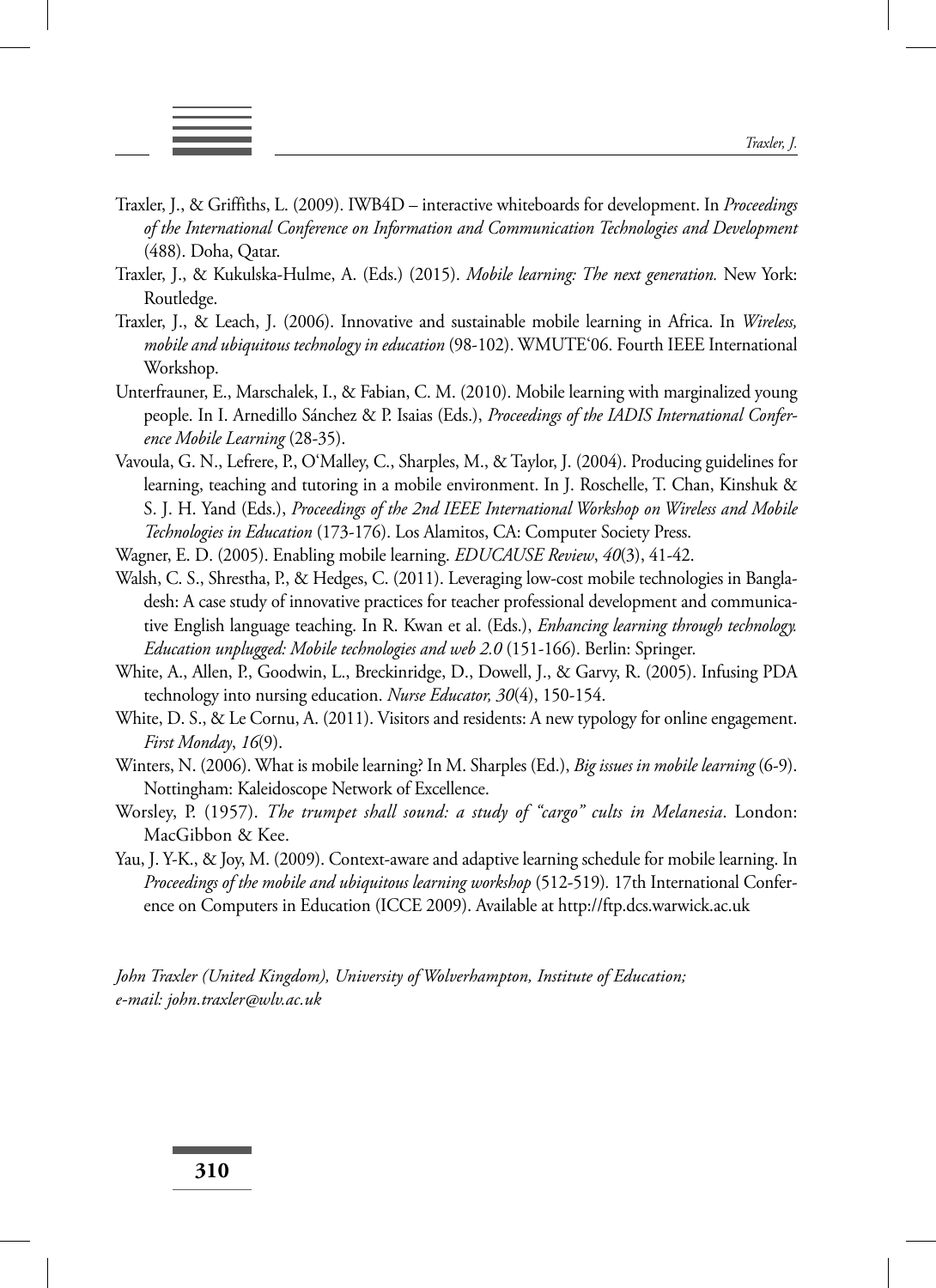Traxler, J., & Griffiths, L. (2009). IWB4D – interactive whiteboards for development. In *Proceedings of the International Conference on Information and Communication Technologies and Development* (488). Doha, Qatar.

Traxler, J., & Kukulska-Hulme, A. (Eds.) (2015). *Mobile learning: The next generation.* New York: Routledge.

Traxler, J., & Leach, J. (2006). Innovative and sustainable mobile learning in Africa. In *Wireless, mobile and ubiquitous technology in education* (98-102). WMUTE'06. Fourth IEEE International Workshop.

Unterfrauner, E., Marschalek, I., & Fabian, C. M. (2010). Mobile learning with marginalized young people. In I. Arnedillo Sánchez & P. Isaias (Eds.), *Proceedings of the IADIS International Conference Mobile Learning* (28-35).

Vavoula, G. N., Lefrere, P., O'Malley, C., Sharples, M., & Taylor, J. (2004). Producing guidelines for learning, teaching and tutoring in a mobile environment. In J. Roschelle, T. Chan, Kinshuk & S. J. H. Yand (Eds.), *Proceedings of the 2nd IEEE International Workshop on Wireless and Mobile Technologies in Education* (173-176). Los Alamitos, CA: Computer Society Press.

Wagner, E. D. (2005). Enabling mobile learning. *EDUCAUSE Review*, *40*(3), 41-42.

Walsh, C. S., Shrestha, P., & Hedges, C. (2011). Leveraging low-cost mobile technologies in Bangladesh: A case study of innovative practices for teacher professional development and communicative English language teaching. In R. Kwan et al. (Eds.), *Enhancing learning through technology. Education unplugged: Mobile technologies and web 2.0* (151-166). Berlin: Springer.

White, A., Allen, P., Goodwin, L., Breckinridge, D., Dowell, J., & Garvy, R. (2005). Infusing PDA technology into nursing education. *Nurse Educator, 30*(4), 150-154.

White, D. S., & Le Cornu, A. (2011). Visitors and residents: A new typology for online engagement. *First Monday*, *16*(9).

Winters, N. (2006). What is mobile learning? In M. Sharples (Ed.), *Big issues in mobile learning* (6-9). Nottingham: Kaleidoscope Network of Excellence.

Worsley, P. (1957). *The trumpet shall sound: a study of "cargo" cults in Melanesia*. London: MacGibbon & Kee.

Yau, J. Y-K., & Joy, M. (2009). Context-aware and adaptive learning schedule for mobile learning. In *Proceedings of the mobile and ubiquitous learning workshop* (512-519)*.* 17th International Conference on Computers in Education (ICCE 2009). Available at http://ftp.dcs.warwick.ac.uk

*John Traxler (United Kingdom), University of Wolverhampton, Institute of Education;*
*e-mail: john.traxler@wlv.ac.uk*